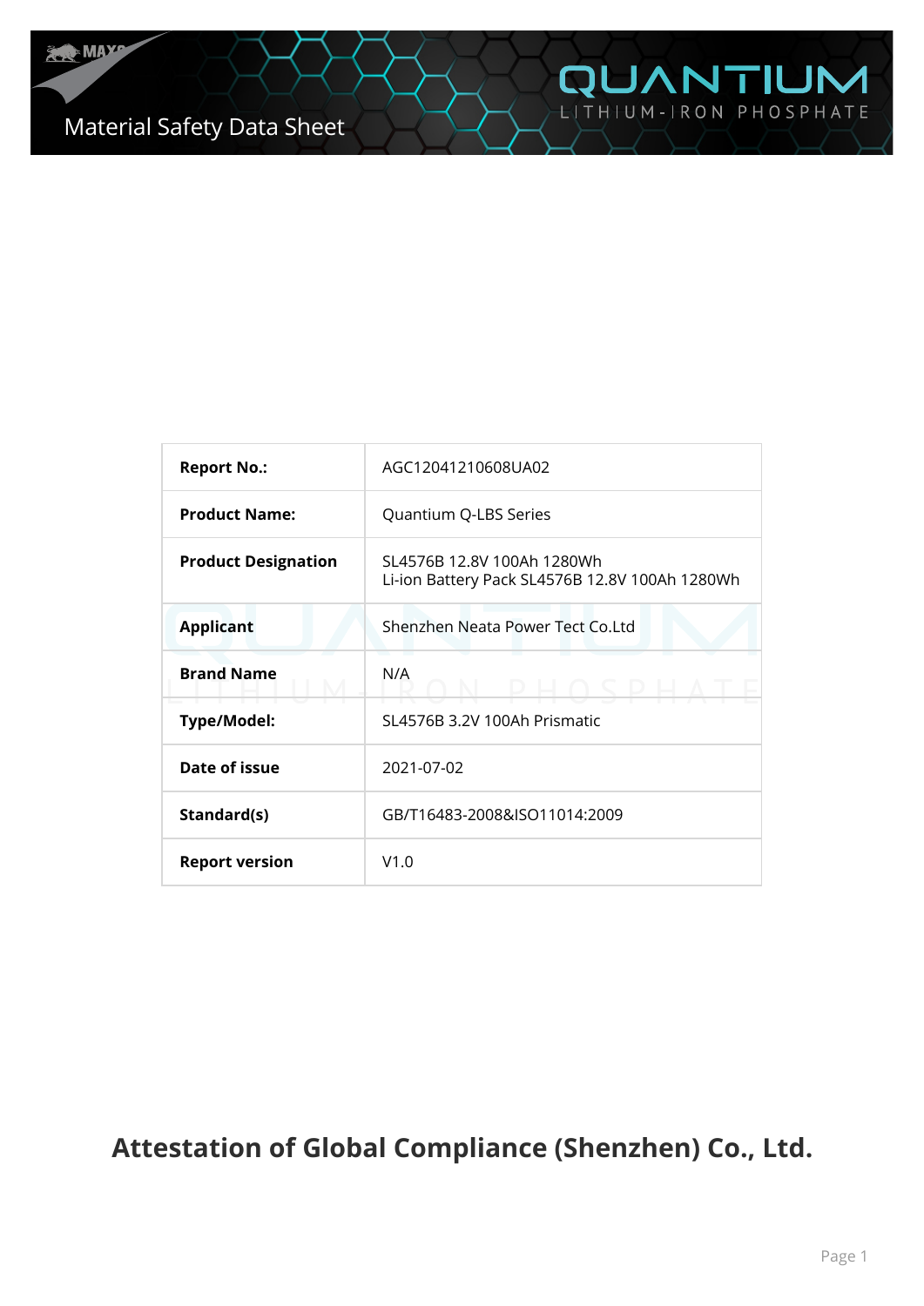# Material Safety Data Sheet

QUANTIUM

LITHIUM-IRON PHOSPHATE

| Report No.: | AGC12041210608UA02 |
|---|---|
| Product Name: | Quantium Q-LBS Series |
| Product Designation | SL4576B 12.8V 100Ah 1280Wh<br>Li-ion Battery Pack SL4576B 12.8V 100Ah 1280Wh |
| Applicant | Shenzhen Neata Power Tect Co.Ltd |
| Brand Name | N/A |
| Type/Model: | SL4576B 3.2V 100Ah Prismatic |
| Date of issue | 2021-07-02 |
| Standard(s) | GB/T16483-2008&ISO11014:2009 |
| Report version | V1.0 |

## Attestation of Global Compliance (Shenzhen) Co., Ltd.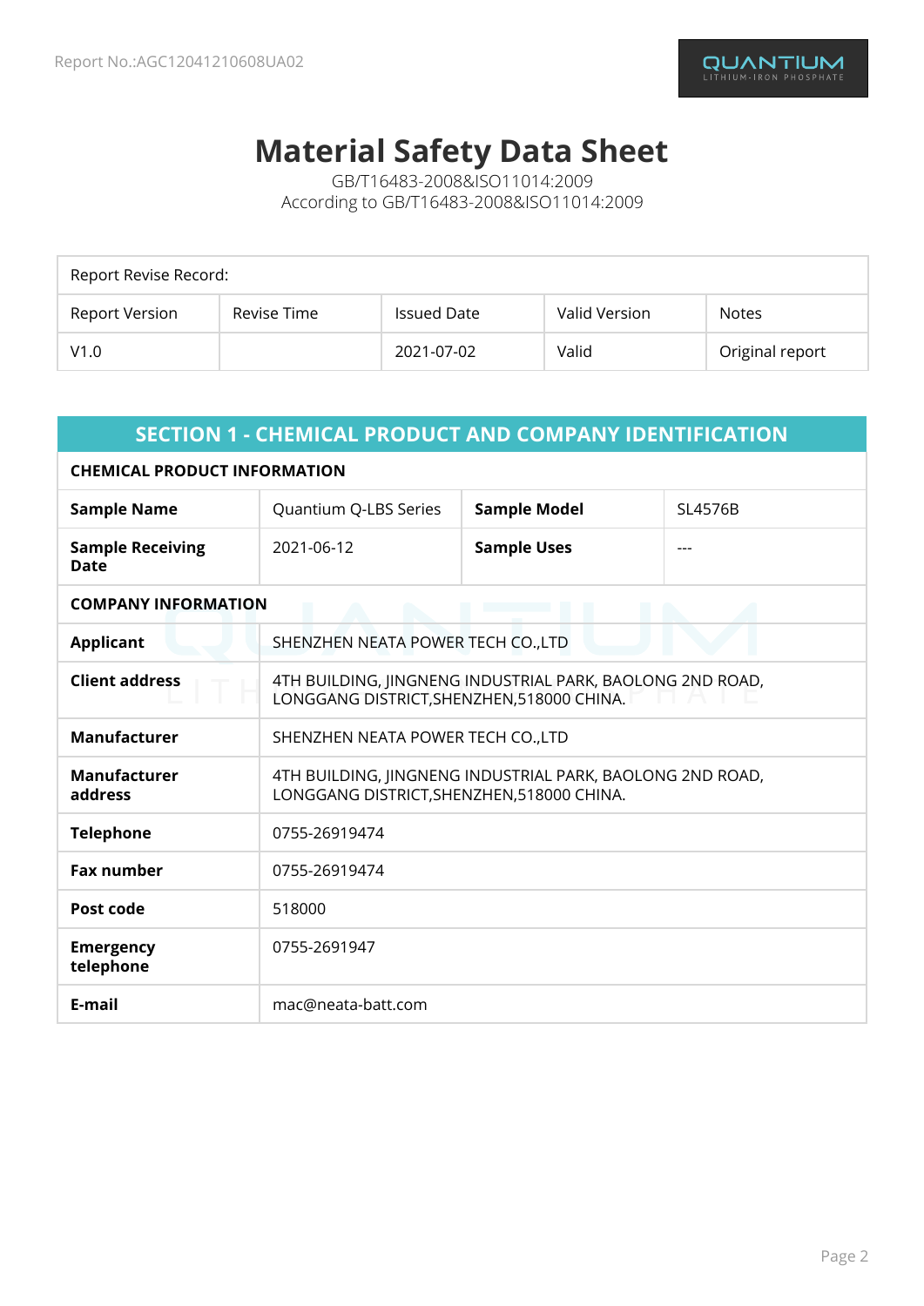Report No.:AGC12041210608UA02

# Material Safety Data Sheet

GB/T16483-2008&ISO11014:2009
According to GB/T16483-2008&ISO11014:2009

| Report Revise Record: | | | | |
|---|---|---|---|---|
| Report Version | Revise Time | Issued Date | Valid Version | Notes |
| V1.0 | | 2021-07-02 | Valid | Original report |

## SECTION 1 - CHEMICAL PRODUCT AND COMPANY IDENTIFICATION

**CHEMICAL PRODUCT INFORMATION**

| | | | |
|---|---|---|---|
| **Sample Name** | Quantium Q-LBS Series | **Sample Model** | SL4576B |
| **Sample Receiving Date** | 2021-06-12 | **Sample Uses** | --- |

**COMPANY INFORMATION**

| | |
|---|---|
| **Applicant** | SHENZHEN NEATA POWER TECH CO.,LTD |
| **Client address** | 4TH BUILDING, JINGNENG INDUSTRIAL PARK, BAOLONG 2ND ROAD, LONGGANG DISTRICT,SHENZHEN,518000 CHINA. |
| **Manufacturer** | SHENZHEN NEATA POWER TECH CO.,LTD |
| **Manufacturer address** | 4TH BUILDING, JINGNENG INDUSTRIAL PARK, BAOLONG 2ND ROAD, LONGGANG DISTRICT,SHENZHEN,518000 CHINA. |
| **Telephone** | 0755-26919474 |
| **Fax number** | 0755-26919474 |
| **Post code** | 518000 |
| **Emergency telephone** | 0755-2691947 |
| **E-mail** | mac@neata-batt.com |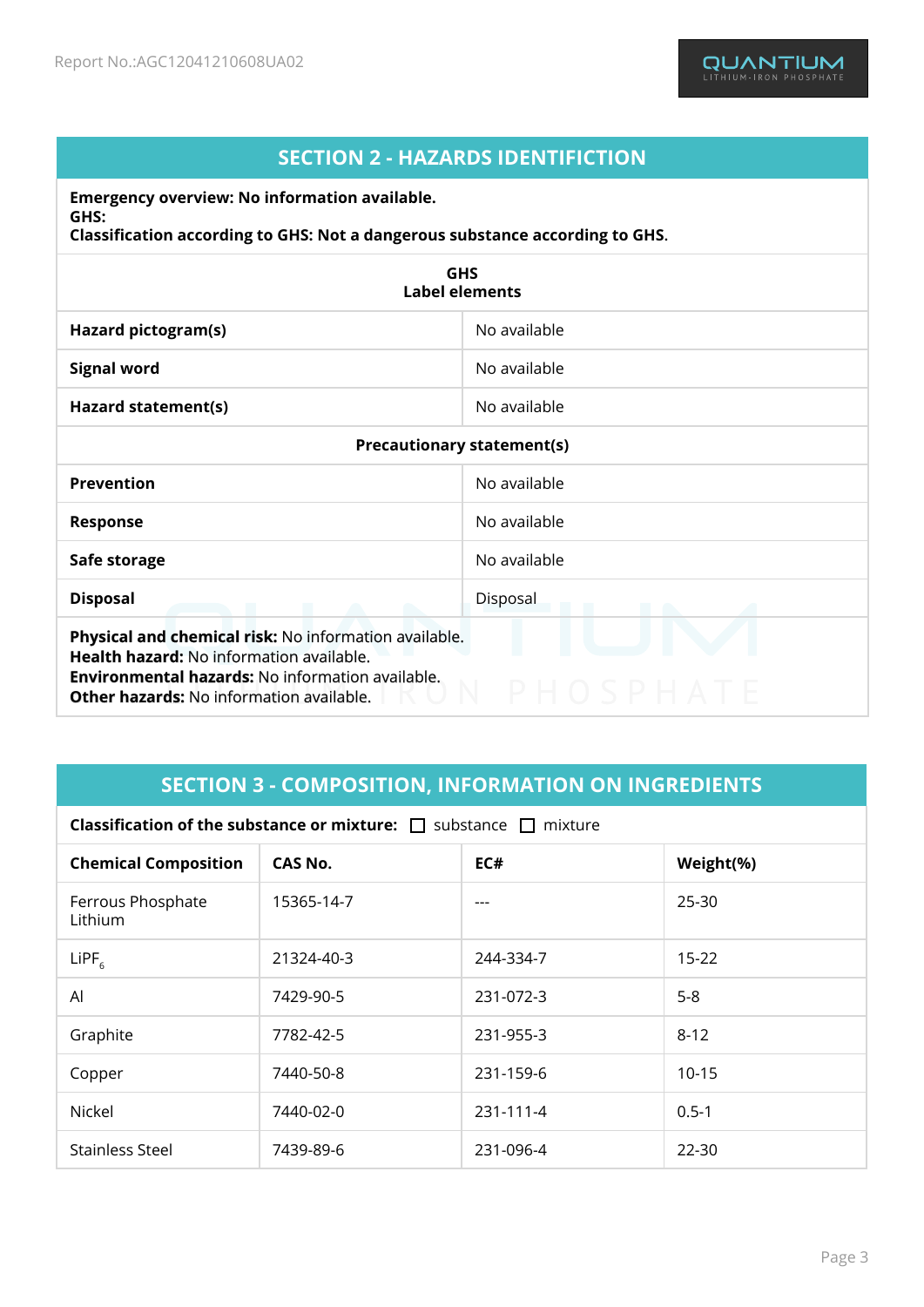## SECTION 2 - HAZARDS IDENTIFICTION

**Emergency overview: No information available.**
**GHS:**
**Classification according to GHS: Not a dangerous substance according to GHS**.

| **GHS Label elements** | |
|---|---|
| **Hazard pictogram(s)** | No available |
| **Signal word** | No available |
| **Hazard statement(s)** | No available |
| **Precautionary statement(s)** | |
| **Prevention** | No available |
| **Response** | No available |
| **Safe storage** | No available |
| **Disposal** | Disposal |

**Physical and chemical risk:** No information available.
**Health hazard:** No information available.
**Environmental hazards:** No information available.
**Other hazards:** No information available.

## SECTION 3 - COMPOSITION, INFORMATION ON INGREDIENTS

**Classification of the substance or mixture:** ☐ substance ☐ mixture

| Chemical Composition | CAS No. | EC# | Weight(%) |
|---|---|---|---|
| Ferrous Phosphate Lithium | 15365-14-7 | --- | 25-30 |
| $LiPF_6$ | 21324-40-3 | 244-334-7 | 15-22 |
| Al | 7429-90-5 | 231-072-3 | 5-8 |
| Graphite | 7782-42-5 | 231-955-3 | 8-12 |
| Copper | 7440-50-8 | 231-159-6 | 10-15 |
| Nickel | 7440-02-0 | 231-111-4 | 0.5-1 |
| Stainless Steel | 7439-89-6 | 231-096-4 | 22-30 |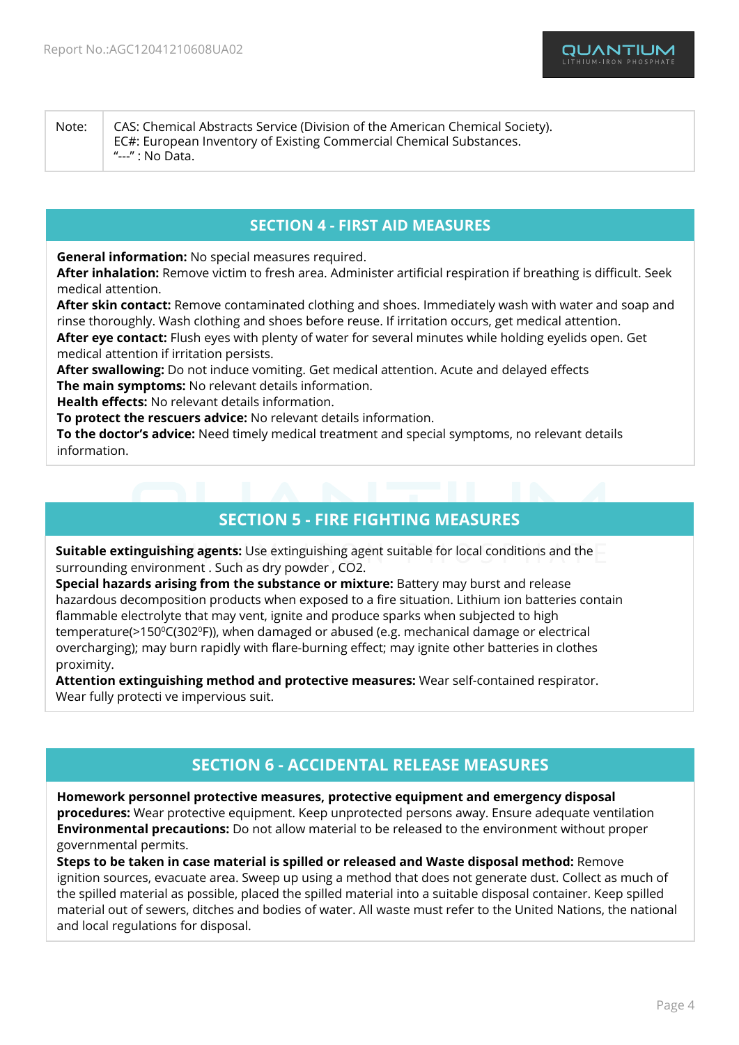| Note: | CAS: Chemical Abstracts Service (Division of the American Chemical Society).<br>EC#: European Inventory of Existing Commercial Chemical Substances.<br>"---" : No Data. |
|---|---|

## SECTION 4 - FIRST AID MEASURES

**General information:** No special measures required.
**After inhalation:** Remove victim to fresh area. Administer artificial respiration if breathing is difficult. Seek medical attention.
**After skin contact:** Remove contaminated clothing and shoes. Immediately wash with water and soap and rinse thoroughly. Wash clothing and shoes before reuse. If irritation occurs, get medical attention.
**After eye contact:** Flush eyes with plenty of water for several minutes while holding eyelids open. Get medical attention if irritation persists.
**After swallowing:** Do not induce vomiting. Get medical attention. Acute and delayed effects
**The main symptoms:** No relevant details information.
**Health effects:** No relevant details information.
**To protect the rescuers advice:** No relevant details information.
**To the doctor's advice:** Need timely medical treatment and special symptoms, no relevant details information.

## SECTION 5 - FIRE FIGHTING MEASURES

**Suitable extinguishing agents:** Use extinguishing agent suitable for local conditions and the surrounding environment . Such as dry powder , CO2.
**Special hazards arising from the substance or mixture:** Battery may burst and release hazardous decomposition products when exposed to a fire situation. Lithium ion batteries contain flammable electrolyte that may vent, ignite and produce sparks when subjected to high temperature(>150$^{0}$C(302$^{0}$F)), when damaged or abused (e.g. mechanical damage or electrical overcharging); may burn rapidly with flare-burning effect; may ignite other batteries in clothes proximity.
**Attention extinguishing method and protective measures:** Wear self-contained respirator. Wear fully protecti ve impervious suit.

## SECTION 6 - ACCIDENTAL RELEASE MEASURES

**Homework personnel protective measures, protective equipment and emergency disposal procedures:** Wear protective equipment. Keep unprotected persons away. Ensure adequate ventilation
**Environmental precautions:** Do not allow material to be released to the environment without proper governmental permits.
**Steps to be taken in case material is spilled or released and Waste disposal method:** Remove ignition sources, evacuate area. Sweep up using a method that does not generate dust. Collect as much of the spilled material as possible, placed the spilled material into a suitable disposal container. Keep spilled material out of sewers, ditches and bodies of water. All waste must refer to the United Nations, the national and local regulations for disposal.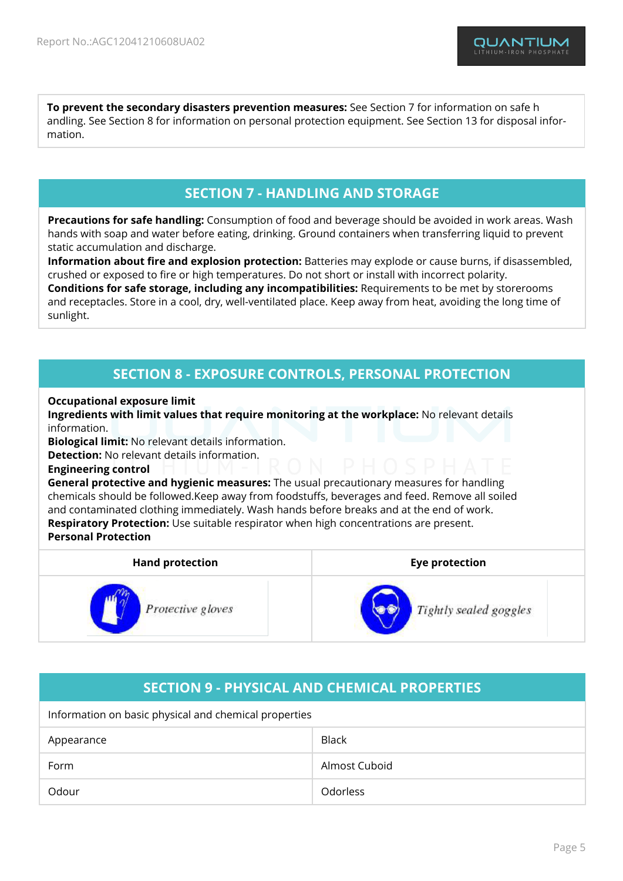**To prevent the secondary disasters prevention measures:** See Section 7 for information on safe h andling. See Section 8 for information on personal protection equipment. See Section 13 for disposal infor-mation.

## SECTION 7 - HANDLING AND STORAGE

**Precautions for safe handling:** Consumption of food and beverage should be avoided in work areas. Wash hands with soap and water before eating, drinking. Ground containers when transferring liquid to prevent static accumulation and discharge.
**Information about fire and explosion protection:** Batteries may explode or cause burns, if disassembled, crushed or exposed to fire or high temperatures. Do not short or install with incorrect polarity.
**Conditions for safe storage, including any incompatibilities:** Requirements to be met by storerooms and receptacles. Store in a cool, dry, well-ventilated place. Keep away from heat, avoiding the long time of sunlight.

## SECTION 8 - EXPOSURE CONTROLS, PERSONAL PROTECTION

**Occupational exposure limit**
**Ingredients with limit values that require monitoring at the workplace:** No relevant details information.
**Biological limit:** No relevant details information.
**Detection:** No relevant details information.
**Engineering control**
**General protective and hygienic measures:** The usual precautionary measures for handling chemicals should be followed.Keep away from foodstuffs, beverages and feed. Remove all soiled and contaminated clothing immediately. Wash hands before breaks and at the end of work.
**Respiratory Protection:** Use suitable respirator when high concentrations are present.
**Personal Protection**

| Hand protection | Eye protection |
|---|---|
| Protective gloves | Tightly sealed goggles |

## SECTION 9 - PHYSICAL AND CHEMICAL PROPERTIES

| Information on basic physical and chemical properties | |
|---|---|
| Appearance | Black |
| Form | Almost Cuboid |
| Odour | Odorless |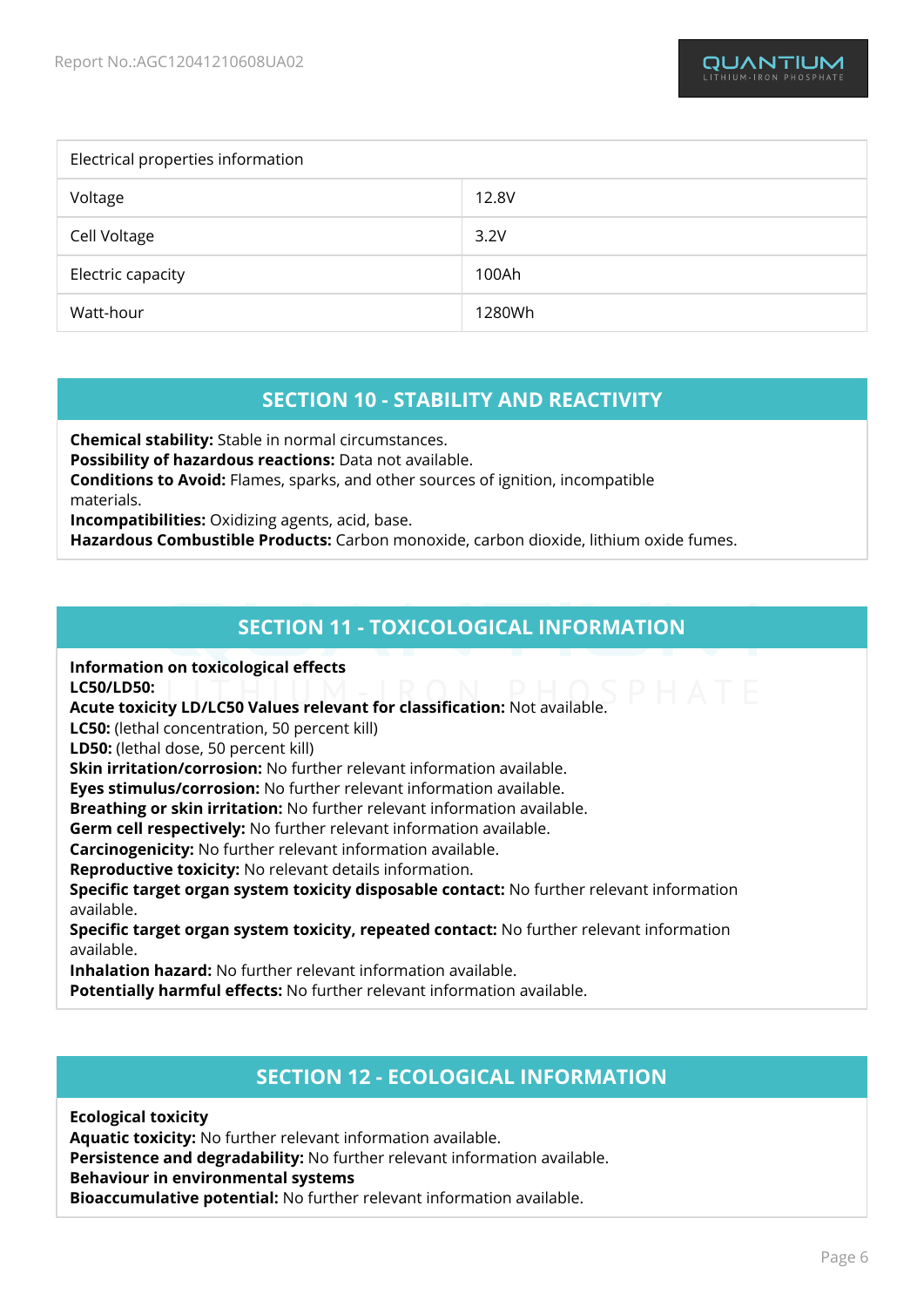| Electrical properties information | |
|---|---|
| Voltage | 12.8V |
| Cell Voltage | 3.2V |
| Electric capacity | 100Ah |
| Watt-hour | 1280Wh |

## SECTION 10 - STABILITY AND REACTIVITY

**Chemical stability:** Stable in normal circumstances.
**Possibility of hazardous reactions:** Data not available.
**Conditions to Avoid:** Flames, sparks, and other sources of ignition, incompatible materials.
**Incompatibilities:** Oxidizing agents, acid, base.
**Hazardous Combustible Products:** Carbon monoxide, carbon dioxide, lithium oxide fumes.

## SECTION 11 - TOXICOLOGICAL INFORMATION

**Information on toxicological effects**
**LC50/LD50:**
**Acute toxicity LD/LC50 Values relevant for classification:** Not available.
**LC50:** (lethal concentration, 50 percent kill)
**LD50:** (lethal dose, 50 percent kill)
**Skin irritation/corrosion:** No further relevant information available.
**Eyes stimulus/corrosion:** No further relevant information available.
**Breathing or skin irritation:** No further relevant information available.
**Germ cell respectively:** No further relevant information available.
**Carcinogenicity:** No further relevant information available.
**Reproductive toxicity:** No relevant details information.
**Specific target organ system toxicity disposable contact:** No further relevant information available.
**Specific target organ system toxicity, repeated contact:** No further relevant information available.
**Inhalation hazard:** No further relevant information available.
**Potentially harmful effects:** No further relevant information available.

## SECTION 12 - ECOLOGICAL INFORMATION

**Ecological toxicity**
**Aquatic toxicity:** No further relevant information available.
**Persistence and degradability:** No further relevant information available.
**Behaviour in environmental systems**
**Bioaccumulative potential:** No further relevant information available.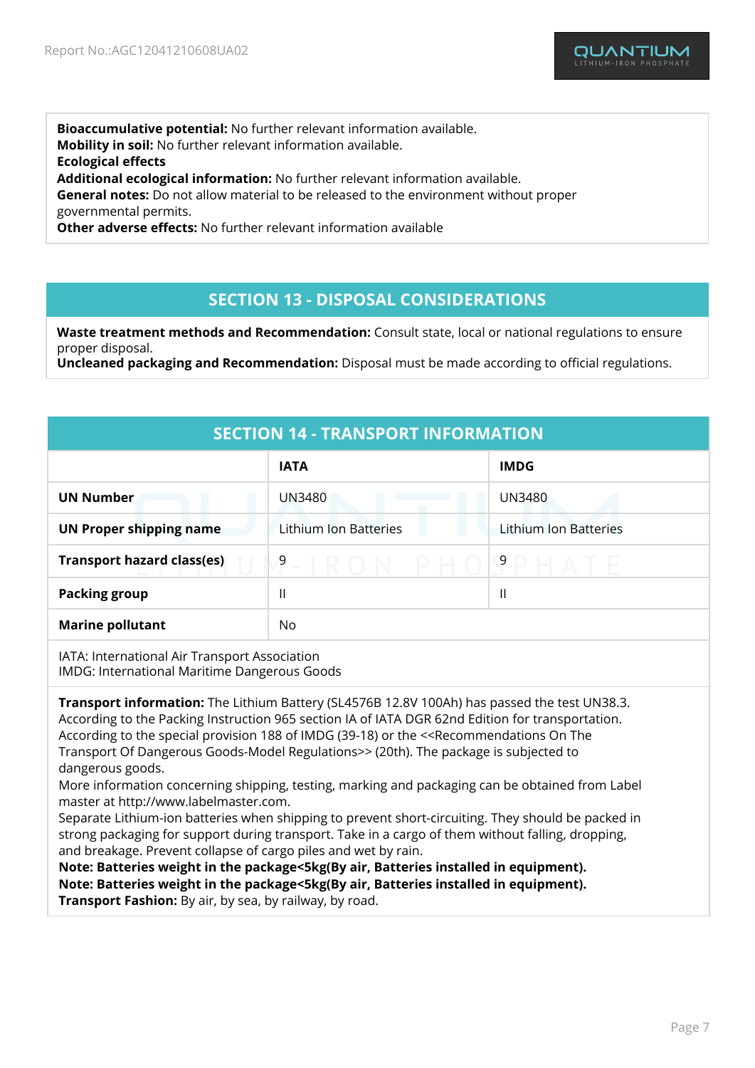**Bioaccumulative potential:** No further relevant information available.
**Mobility in soil:** No further relevant information available.
**Ecological effects**
**Additional ecological information:** No further relevant information available.
**General notes:** Do not allow material to be released to the environment without proper governmental permits.
**Other adverse effects:** No further relevant information available

## SECTION 13 - DISPOSAL CONSIDERATIONS

**Waste treatment methods and Recommendation:** Consult state, local or national regulations to ensure proper disposal.
**Uncleaned packaging and Recommendation:** Disposal must be made according to official regulations.

## SECTION 14 - TRANSPORT INFORMATION

| | IATA | IMDG |
|---|---|---|
| **UN Number** | UN3480 | UN3480 |
| **UN Proper shipping name** | Lithium Ion Batteries | Lithium Ion Batteries |
| **Transport hazard class(es)** | 9 | 9 |
| **Packing group** | II | II |
| **Marine pollutant** | No | |

IATA: International Air Transport Association
IMDG: International Maritime Dangerous Goods

**Transport information:** The Lithium Battery (SL4576B 12.8V 100Ah) has passed the test UN38.3. According to the Packing Instruction 965 section IA of IATA DGR 62nd Edition for transportation. According to the special provision 188 of IMDG (39-18) or the <<Recommendations On The Transport Of Dangerous Goods-Model Regulations>> (20th). The package is subjected to dangerous goods.
More information concerning shipping, testing, marking and packaging can be obtained from Label master at http://www.labelmaster.com.
Separate Lithium-ion batteries when shipping to prevent short-circuiting. They should be packed in strong packaging for support during transport. Take in a cargo of them without falling, dropping, and breakage. Prevent collapse of cargo piles and wet by rain.
**Note: Batteries weight in the package<5kg(By air, Batteries installed in equipment).**
**Note: Batteries weight in the package<5kg(By air, Batteries installed in equipment).**
**Transport Fashion:** By air, by sea, by railway, by road.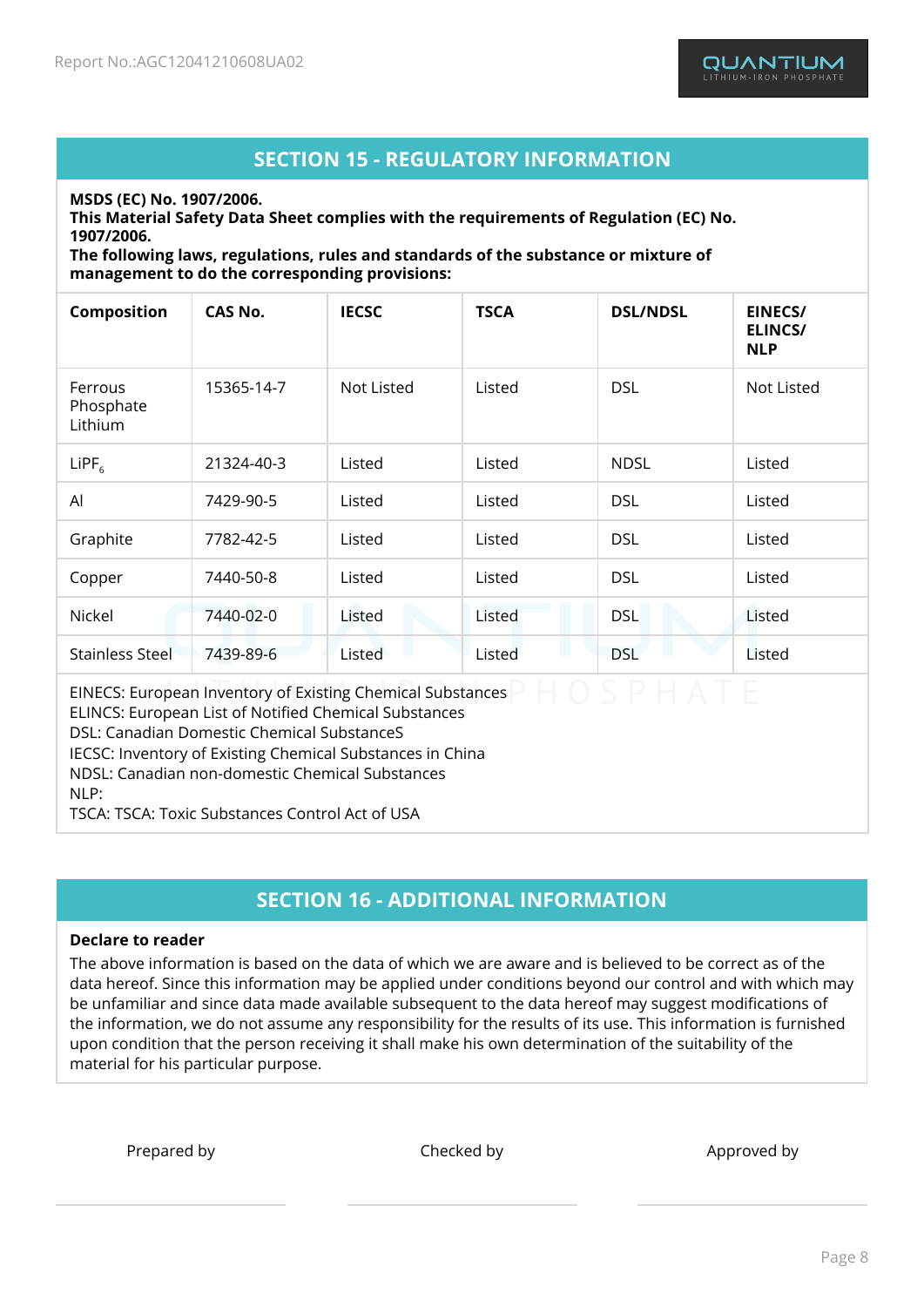## SECTION 15 - REGULATORY INFORMATION

**MSDS (EC) No. 1907/2006.**
**This Material Safety Data Sheet complies with the requirements of Regulation (EC) No. 1907/2006.**
**The following laws, regulations, rules and standards of the substance or mixture of management to do the corresponding provisions:**

| Composition | CAS No. | IECSC | TSCA | DSL/NDSL | EINECS/ ELINCS/ NLP |
|---|---|---|---|---|---|
| Ferrous Phosphate Lithium | 15365-14-7 | Not Listed | Listed | DSL | Not Listed |
| $LiPF_6$ | 21324-40-3 | Listed | Listed | NDSL | Listed |
| Al | 7429-90-5 | Listed | Listed | DSL | Listed |
| Graphite | 7782-42-5 | Listed | Listed | DSL | Listed |
| Copper | 7440-50-8 | Listed | Listed | DSL | Listed |
| Nickel | 7440-02-0 | Listed | Listed | DSL | Listed |
| Stainless Steel | 7439-89-6 | Listed | Listed | DSL | Listed |

EINECS: European Inventory of Existing Chemical Substances
ELINCS: European List of Notified Chemical Substances
DSL: Canadian Domestic Chemical SubstanceS
IECSC: Inventory of Existing Chemical Substances in China
NDSL: Canadian non-domestic Chemical Substances
NLP:
TSCA: TSCA: Toxic Substances Control Act of USA

## SECTION 16 - ADDITIONAL INFORMATION

**Declare to reader**

The above information is based on the data of which we are aware and is believed to be correct as of the data hereof. Since this information may be applied under conditions beyond our control and with which may be unfamiliar and since data made available subsequent to the data hereof may suggest modifications of the information, we do not assume any responsibility for the results of its use. This information is furnished upon condition that the person receiving it shall make his own determination of the suitability of the material for his particular purpose.

Prepared by

Checked by

Approved by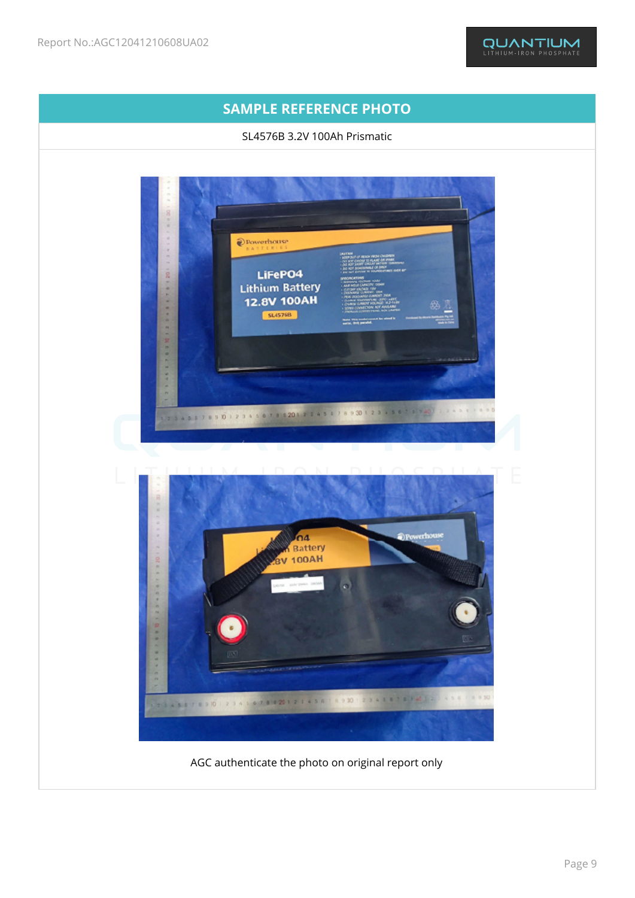## SAMPLE REFERENCE PHOTO

SL4576B 3.2V 100Ah Prismatic

AGC authenticate the photo on original report only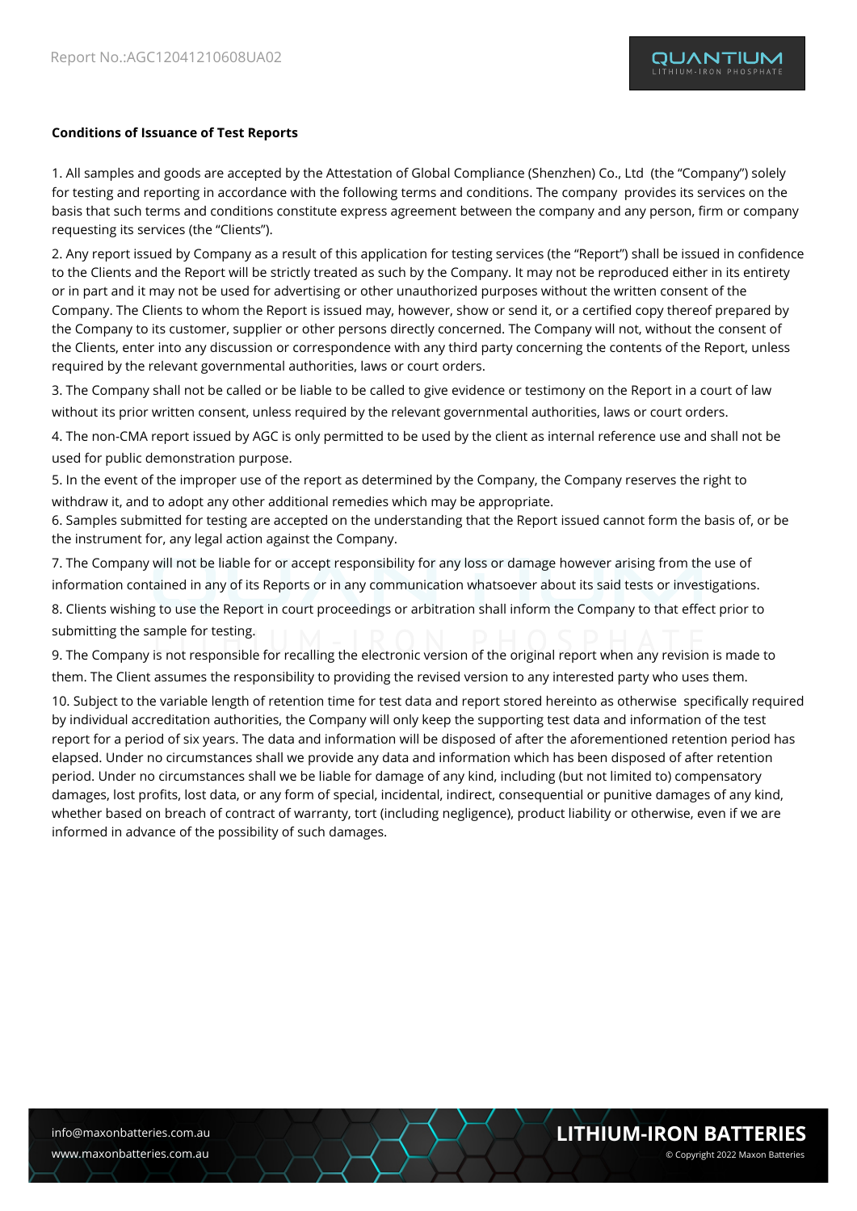**Conditions of Issuance of Test Reports**

1. All samples and goods are accepted by the Attestation of Global Compliance (Shenzhen) Co., Ltd (the "Company") solely for testing and reporting in accordance with the following terms and conditions. The company provides its services on the basis that such terms and conditions constitute express agreement between the company and any person, firm or company requesting its services (the "Clients").

2. Any report issued by Company as a result of this application for testing services (the "Report") shall be issued in confidence to the Clients and the Report will be strictly treated as such by the Company. It may not be reproduced either in its entirety or in part and it may not be used for advertising or other unauthorized purposes without the written consent of the Company. The Clients to whom the Report is issued may, however, show or send it, or a certified copy thereof prepared by the Company to its customer, supplier or other persons directly concerned. The Company will not, without the consent of the Clients, enter into any discussion or correspondence with any third party concerning the contents of the Report, unless required by the relevant governmental authorities, laws or court orders.

3. The Company shall not be called or be liable to be called to give evidence or testimony on the Report in a court of law without its prior written consent, unless required by the relevant governmental authorities, laws or court orders.

4. The non-CMA report issued by AGC is only permitted to be used by the client as internal reference use and shall not be used for public demonstration purpose.

5. In the event of the improper use of the report as determined by the Company, the Company reserves the right to withdraw it, and to adopt any other additional remedies which may be appropriate.

6. Samples submitted for testing are accepted on the understanding that the Report issued cannot form the basis of, or be the instrument for, any legal action against the Company.

7. The Company will not be liable for or accept responsibility for any loss or damage however arising from the use of information contained in any of its Reports or in any communication whatsoever about its said tests or investigations.

8. Clients wishing to use the Report in court proceedings or arbitration shall inform the Company to that effect prior to submitting the sample for testing.

9. The Company is not responsible for recalling the electronic version of the original report when any revision is made to them. The Client assumes the responsibility to providing the revised version to any interested party who uses them.

10. Subject to the variable length of retention time for test data and report stored hereinto as otherwise specifically required by individual accreditation authorities, the Company will only keep the supporting test data and information of the test report for a period of six years. The data and information will be disposed of after the aforementioned retention period has elapsed. Under no circumstances shall we provide any data and information which has been disposed of after retention period. Under no circumstances shall we be liable for damage of any kind, including (but not limited to) compensatory damages, lost profits, lost data, or any form of special, incidental, indirect, consequential or punitive damages of any kind, whether based on breach of contract of warranty, tort (including negligence), product liability or otherwise, even if we are informed in advance of the possibility of such damages.